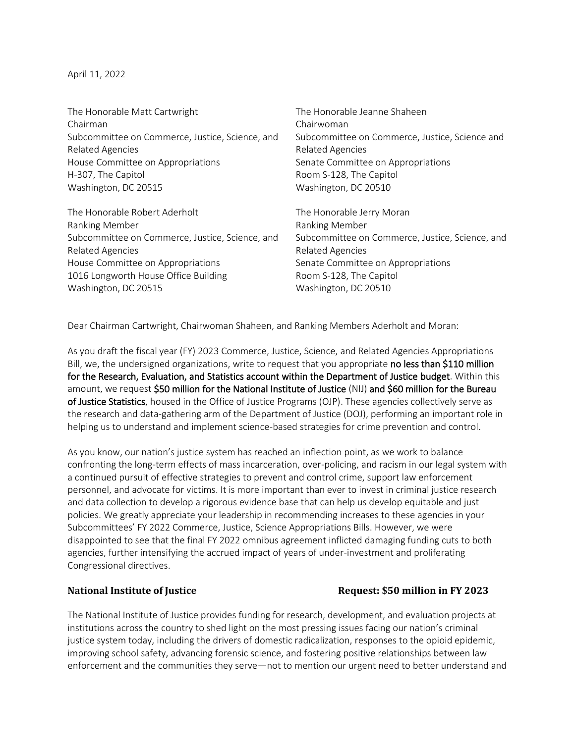April 11, 2022

The Honorable Matt Cartwright
Chairman
Subcommittee on Commerce, Justice, Science, and Related Agencies
House Committee on Appropriations
H-307, The Capitol
Washington, DC 20515

The Honorable Robert Aderholt
Ranking Member
Subcommittee on Commerce, Justice, Science, and Related Agencies
House Committee on Appropriations
1016 Longworth House Office Building
Washington, DC 20515

The Honorable Jeanne Shaheen
Chairwoman
Subcommittee on Commerce, Justice, Science and Related Agencies
Senate Committee on Appropriations
Room S-128, The Capitol
Washington, DC 20510

The Honorable Jerry Moran
Ranking Member
Subcommittee on Commerce, Justice, Science, and Related Agencies
Senate Committee on Appropriations
Room S-128, The Capitol
Washington, DC 20510

Dear Chairman Cartwright, Chairwoman Shaheen, and Ranking Members Aderholt and Moran:

As you draft the fiscal year (FY) 2023 Commerce, Justice, Science, and Related Agencies Appropriations Bill, we, the undersigned organizations, write to request that you appropriate no less than $110 million for the Research, Evaluation, and Statistics account within the Department of Justice budget. Within this amount, we request $50 million for the National Institute of Justice (NIJ) and $60 million for the Bureau of Justice Statistics, housed in the Office of Justice Programs (OJP). These agencies collectively serve as the research and data-gathering arm of the Department of Justice (DOJ), performing an important role in helping us to understand and implement science-based strategies for crime prevention and control.

As you know, our nation's justice system has reached an inflection point, as we work to balance confronting the long-term effects of mass incarceration, over-policing, and racism in our legal system with a continued pursuit of effective strategies to prevent and control crime, support law enforcement personnel, and advocate for victims. It is more important than ever to invest in criminal justice research and data collection to develop a rigorous evidence base that can help us develop equitable and just policies. We greatly appreciate your leadership in recommending increases to these agencies in your Subcommittees' FY 2022 Commerce, Justice, Science Appropriations Bills. However, we were disappointed to see that the final FY 2022 omnibus agreement inflicted damaging funding cuts to both agencies, further intensifying the accrued impact of years of under-investment and proliferating Congressional directives.

**National Institute of Justice** **Request: $50 million in FY 2023**

The National Institute of Justice provides funding for research, development, and evaluation projects at institutions across the country to shed light on the most pressing issues facing our nation's criminal justice system today, including the drivers of domestic radicalization, responses to the opioid epidemic, improving school safety, advancing forensic science, and fostering positive relationships between law enforcement and the communities they serve—not to mention our urgent need to better understand and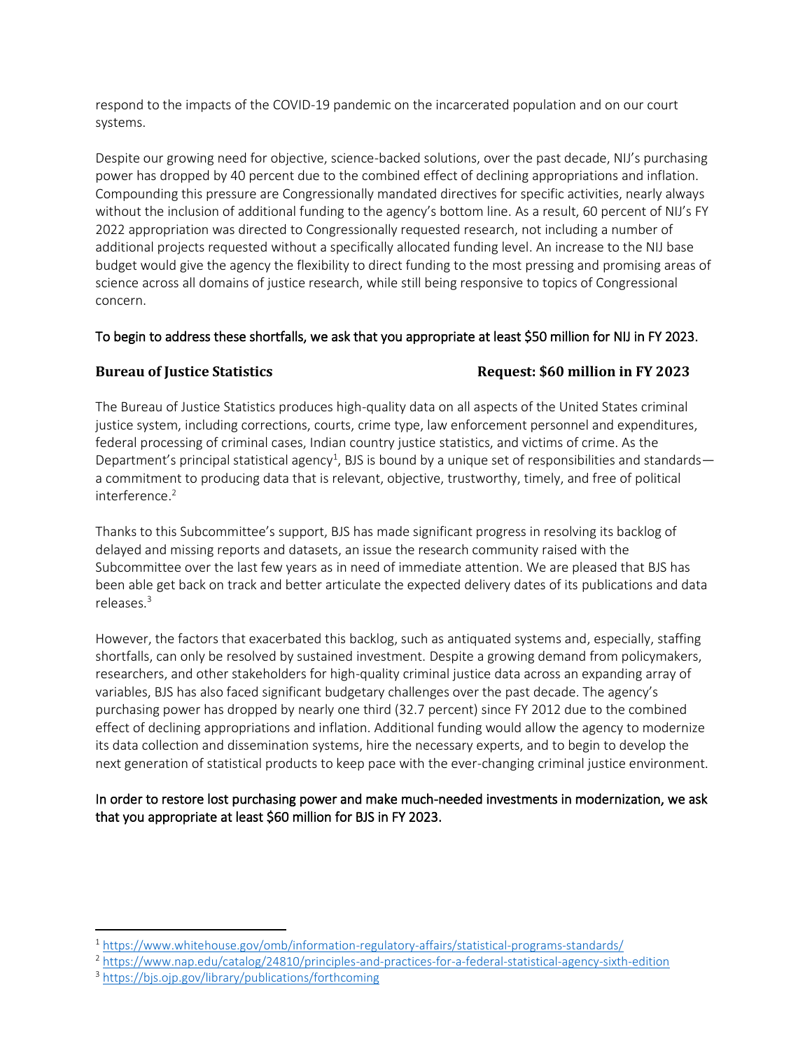respond to the impacts of the COVID-19 pandemic on the incarcerated population and on our court systems.

Despite our growing need for objective, science-backed solutions, over the past decade, NIJ's purchasing power has dropped by 40 percent due to the combined effect of declining appropriations and inflation. Compounding this pressure are Congressionally mandated directives for specific activities, nearly always without the inclusion of additional funding to the agency's bottom line. As a result, 60 percent of NIJ's FY 2022 appropriation was directed to Congressionally requested research, not including a number of additional projects requested without a specifically allocated funding level. An increase to the NIJ base budget would give the agency the flexibility to direct funding to the most pressing and promising areas of science across all domains of justice research, while still being responsive to topics of Congressional concern.

To begin to address these shortfalls, we ask that you appropriate at least $50 million for NIJ in FY 2023.

**Bureau of Justice Statistics** **Request: $60 million in FY 2023**

The Bureau of Justice Statistics produces high-quality data on all aspects of the United States criminal justice system, including corrections, courts, crime type, law enforcement personnel and expenditures, federal processing of criminal cases, Indian country justice statistics, and victims of crime. As the Department's principal statistical agency[1], BJS is bound by a unique set of responsibilities and standards—a commitment to producing data that is relevant, objective, trustworthy, timely, and free of political interference.[2]

Thanks to this Subcommittee's support, BJS has made significant progress in resolving its backlog of delayed and missing reports and datasets, an issue the research community raised with the Subcommittee over the last few years as in need of immediate attention. We are pleased that BJS has been able get back on track and better articulate the expected delivery dates of its publications and data releases.[3]

However, the factors that exacerbated this backlog, such as antiquated systems and, especially, staffing shortfalls, can only be resolved by sustained investment. Despite a growing demand from policymakers, researchers, and other stakeholders for high-quality criminal justice data across an expanding array of variables, BJS has also faced significant budgetary challenges over the past decade. The agency's purchasing power has dropped by nearly one third (32.7 percent) since FY 2012 due to the combined effect of declining appropriations and inflation. Additional funding would allow the agency to modernize its data collection and dissemination systems, hire the necessary experts, and to begin to develop the next generation of statistical products to keep pace with the ever-changing criminal justice environment.

In order to restore lost purchasing power and make much-needed investments in modernization, we ask that you appropriate at least $60 million for BJS in FY 2023.

---

[1] https://www.whitehouse.gov/omb/information-regulatory-affairs/statistical-programs-standards/

[2] https://www.nap.edu/catalog/24810/principles-and-practices-for-a-federal-statistical-agency-sixth-edition

[3] https://bjs.ojp.gov/library/publications/forthcoming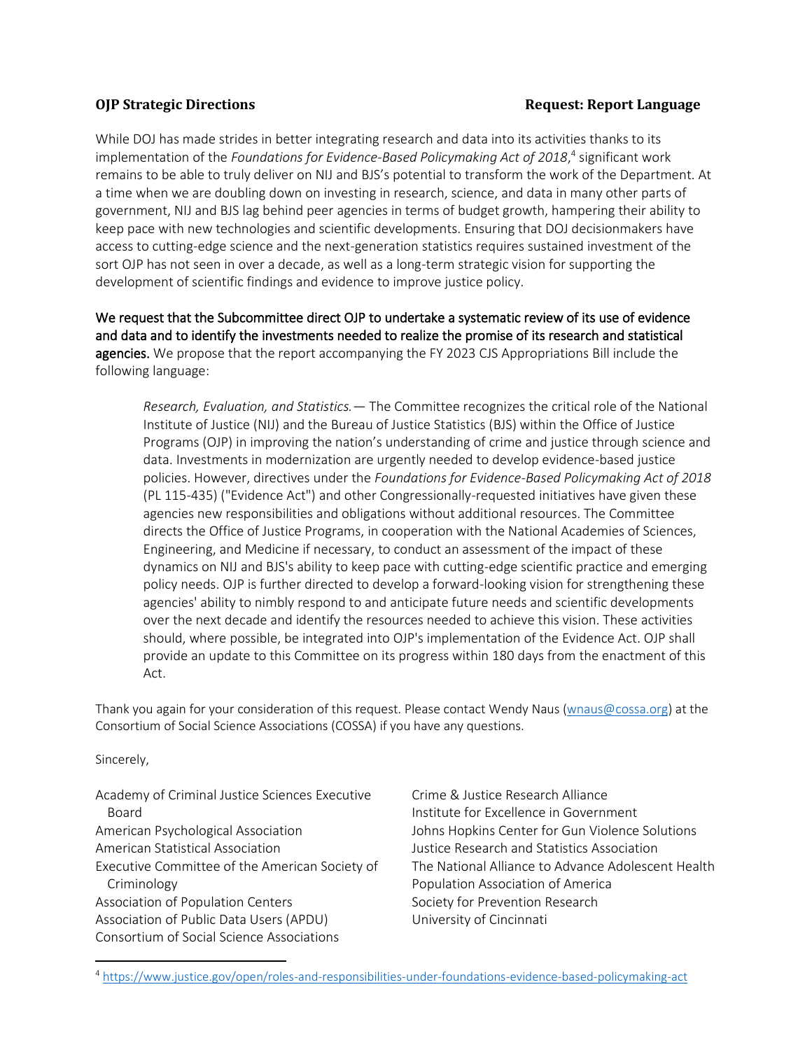**OJP Strategic Directions** **Request: Report Language**

While DOJ has made strides in better integrating research and data into its activities thanks to its implementation of the *Foundations for Evidence-Based Policymaking Act of 2018*,[4] significant work remains to be able to truly deliver on NIJ and BJS's potential to transform the work of the Department. At a time when we are doubling down on investing in research, science, and data in many other parts of government, NIJ and BJS lag behind peer agencies in terms of budget growth, hampering their ability to keep pace with new technologies and scientific developments. Ensuring that DOJ decisionmakers have access to cutting-edge science and the next-generation statistics requires sustained investment of the sort OJP has not seen in over a decade, as well as a long-term strategic vision for supporting the development of scientific findings and evidence to improve justice policy.

We request that the Subcommittee direct OJP to undertake a systematic review of its use of evidence and data and to identify the investments needed to realize the promise of its research and statistical agencies. We propose that the report accompanying the FY 2023 CJS Appropriations Bill include the following language:

> *Research, Evaluation, and Statistics.*— The Committee recognizes the critical role of the National Institute of Justice (NIJ) and the Bureau of Justice Statistics (BJS) within the Office of Justice Programs (OJP) in improving the nation's understanding of crime and justice through science and data. Investments in modernization are urgently needed to develop evidence-based justice policies. However, directives under the *Foundations for Evidence-Based Policymaking Act of 2018* (PL 115-435) ("Evidence Act") and other Congressionally-requested initiatives have given these agencies new responsibilities and obligations without additional resources. The Committee directs the Office of Justice Programs, in cooperation with the National Academies of Sciences, Engineering, and Medicine if necessary, to conduct an assessment of the impact of these dynamics on NIJ and BJS's ability to keep pace with cutting-edge scientific practice and emerging policy needs. OJP is further directed to develop a forward-looking vision for strengthening these agencies' ability to nimbly respond to and anticipate future needs and scientific developments over the next decade and identify the resources needed to achieve this vision. These activities should, where possible, be integrated into OJP's implementation of the Evidence Act. OJP shall provide an update to this Committee on its progress within 180 days from the enactment of this Act.

Thank you again for your consideration of this request. Please contact Wendy Naus (wnaus@cossa.org) at the Consortium of Social Science Associations (COSSA) if you have any questions.

Sincerely,

Academy of Criminal Justice Sciences Executive Board
American Psychological Association
American Statistical Association
Executive Committee of the American Society of Criminology
Association of Population Centers
Association of Public Data Users (APDU)
Consortium of Social Science Associations
Crime & Justice Research Alliance
Institute for Excellence in Government
Johns Hopkins Center for Gun Violence Solutions
Justice Research and Statistics Association
The National Alliance to Advance Adolescent Health
Population Association of America
Society for Prevention Research
University of Cincinnati

[4] https://www.justice.gov/open/roles-and-responsibilities-under-foundations-evidence-based-policymaking-act